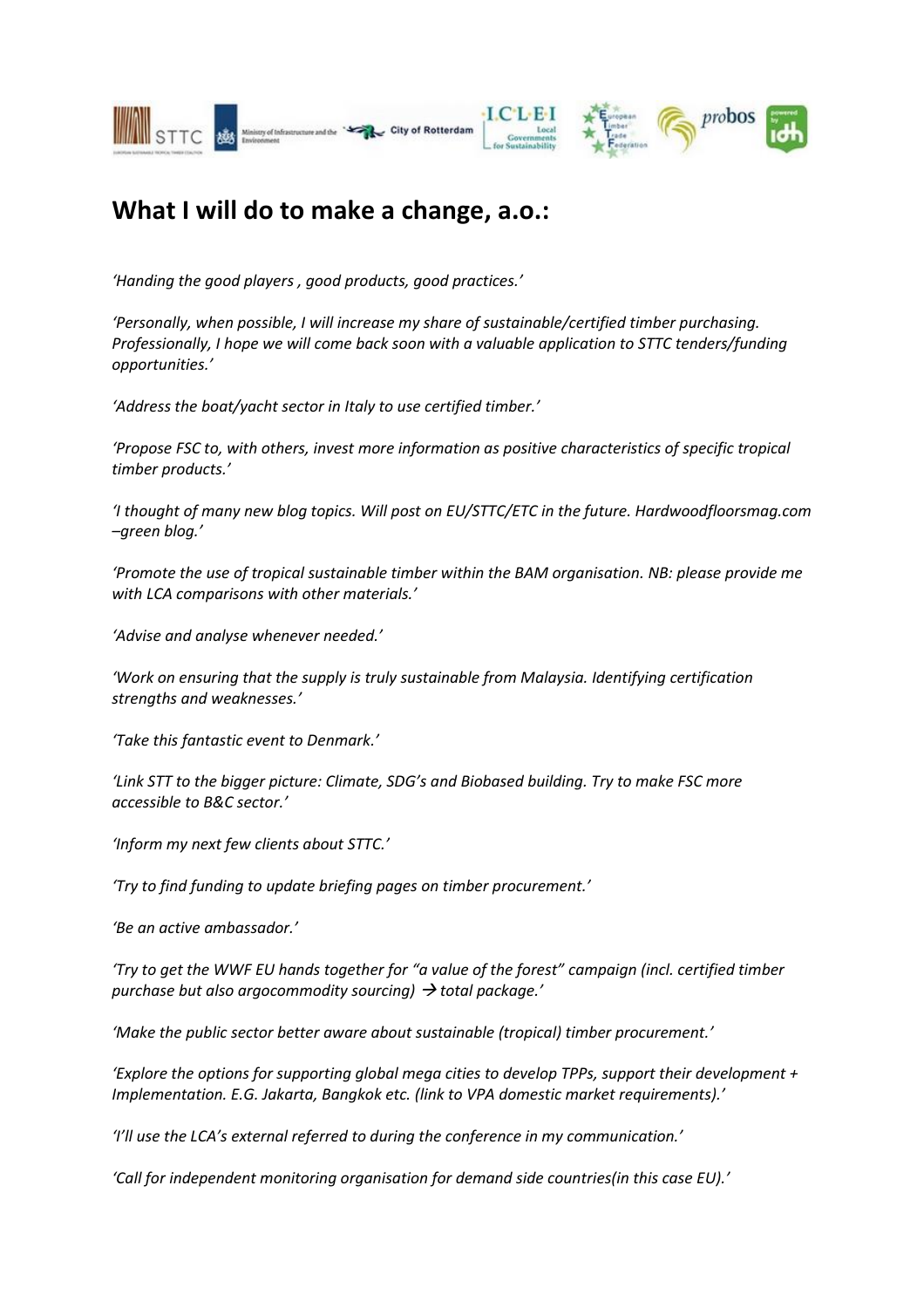## What I will do to make a change, a.o.:

*'Handing the good players , good products, good practices.'*

*'Personally, when possible, I will increase my share of sustainable/certified timber purchasing. Professionally, I hope we will come back soon with a valuable application to STTC tenders/funding opportunities.'*

*'Address the boat/yacht sector in Italy to use certified timber.'*

*'Propose FSC to, with others, invest more information as positive characteristics of specific tropical timber products.'*

*'I thought of many new blog topics. Will post on EU/STTC/ETC in the future. Hardwoodfloorsmag.com –green blog.'*

*'Promote the use of tropical sustainable timber within the BAM organisation. NB: please provide me with LCA comparisons with other materials.'*

*'Advise and analyse whenever needed.'*

*'Work on ensuring that the supply is truly sustainable from Malaysia. Identifying certification strengths and weaknesses.'*

*'Take this fantastic event to Denmark.'*

*'Link STT to the bigger picture: Climate, SDG's and Biobased building. Try to make FSC more accessible to B&C sector.'*

*'Inform my next few clients about STTC.'*

*'Try to find funding to update briefing pages on timber procurement.'*

*'Be an active ambassador.'*

*'Try to get the WWF EU hands together for "a value of the forest" campaign (incl. certified timber purchase but also argocommodity sourcing) → total package.'*

*'Make the public sector better aware about sustainable (tropical) timber procurement.'*

*'Explore the options for supporting global mega cities to develop TPPs, support their development + Implementation. E.G. Jakarta, Bangkok etc. (link to VPA domestic market requirements).'*

*'I'll use the LCA's external referred to during the conference in my communication.'*

*'Call for independent monitoring organisation for demand side countries(in this case EU).'*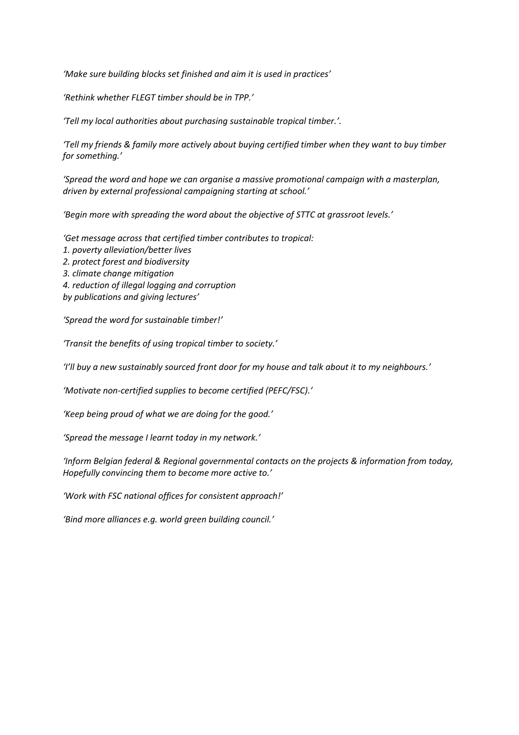*'Make sure building blocks set finished and aim it is used in practices'*

*'Rethink whether FLEGT timber should be in TPP.'*

*'Tell my local authorities about purchasing sustainable tropical timber.'.*

*'Tell my friends & family more actively about buying certified timber when they want to buy timber for something.'*

*'Spread the word and hope we can organise a massive promotional campaign with a masterplan, driven by external professional campaigning starting at school.'*

*'Begin more with spreading the word about the objective of STTC at grassroot levels.'*

*'Get message across that certified timber contributes to tropical:*
*1. poverty alleviation/better lives*
*2. protect forest and biodiversity*
*3. climate change mitigation*
*4. reduction of illegal logging and corruption*
*by publications and giving lectures'*

*'Spread the word for sustainable timber!'*

*'Transit the benefits of using tropical timber to society.'*

*'I'll buy a new sustainably sourced front door for my house and talk about it to my neighbours.'*

*'Motivate non-certified supplies to become certified (PEFC/FSC).'*

*'Keep being proud of what we are doing for the good.'*

*'Spread the message I learnt today in my network.'*

*'Inform Belgian federal & Regional governmental contacts on the projects & information from today, Hopefully convincing them to become more active to.'*

*'Work with FSC national offices for consistent approach!'*

*'Bind more alliances e.g. world green building council.'*